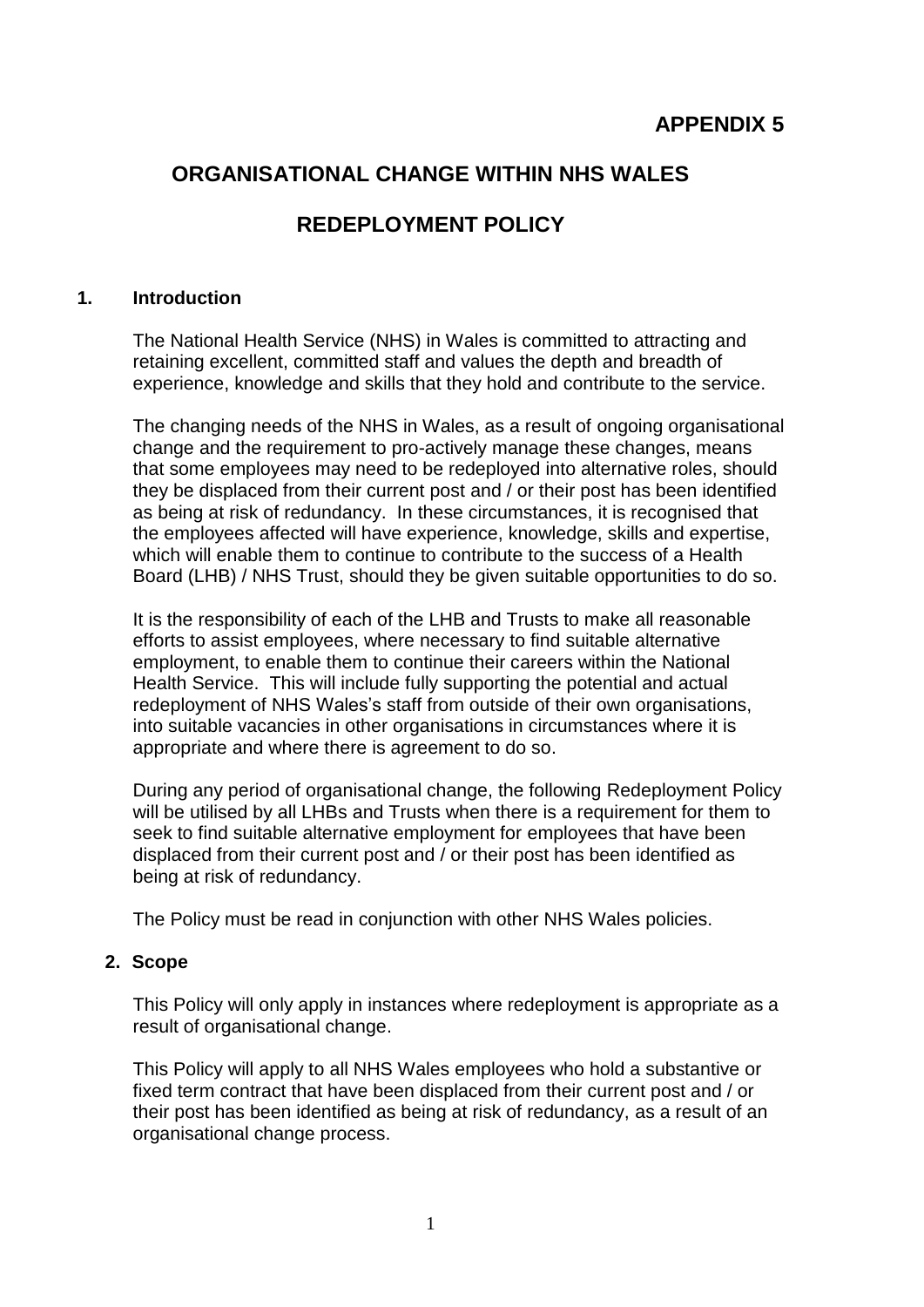**APPENDIX 5**

# ORGANISATIONAL CHANGE WITHIN NHS WALES

# REDEPLOYMENT POLICY

## 1. Introduction

The National Health Service (NHS) in Wales is committed to attracting and retaining excellent, committed staff and values the depth and breadth of experience, knowledge and skills that they hold and contribute to the service.

The changing needs of the NHS in Wales, as a result of ongoing organisational change and the requirement to pro-actively manage these changes, means that some employees may need to be redeployed into alternative roles, should they be displaced from their current post and / or their post has been identified as being at risk of redundancy. In these circumstances, it is recognised that the employees affected will have experience, knowledge, skills and expertise, which will enable them to continue to contribute to the success of a Health Board (LHB) / NHS Trust, should they be given suitable opportunities to do so.

It is the responsibility of each of the LHB and Trusts to make all reasonable efforts to assist employees, where necessary to find suitable alternative employment, to enable them to continue their careers within the National Health Service. This will include fully supporting the potential and actual redeployment of NHS Wales's staff from outside of their own organisations, into suitable vacancies in other organisations in circumstances where it is appropriate and where there is agreement to do so.

During any period of organisational change, the following Redeployment Policy will be utilised by all LHBs and Trusts when there is a requirement for them to seek to find suitable alternative employment for employees that have been displaced from their current post and / or their post has been identified as being at risk of redundancy.

The Policy must be read in conjunction with other NHS Wales policies.

## 2. Scope

This Policy will only apply in instances where redeployment is appropriate as a result of organisational change.

This Policy will apply to all NHS Wales employees who hold a substantive or fixed term contract that have been displaced from their current post and / or their post has been identified as being at risk of redundancy, as a result of an organisational change process.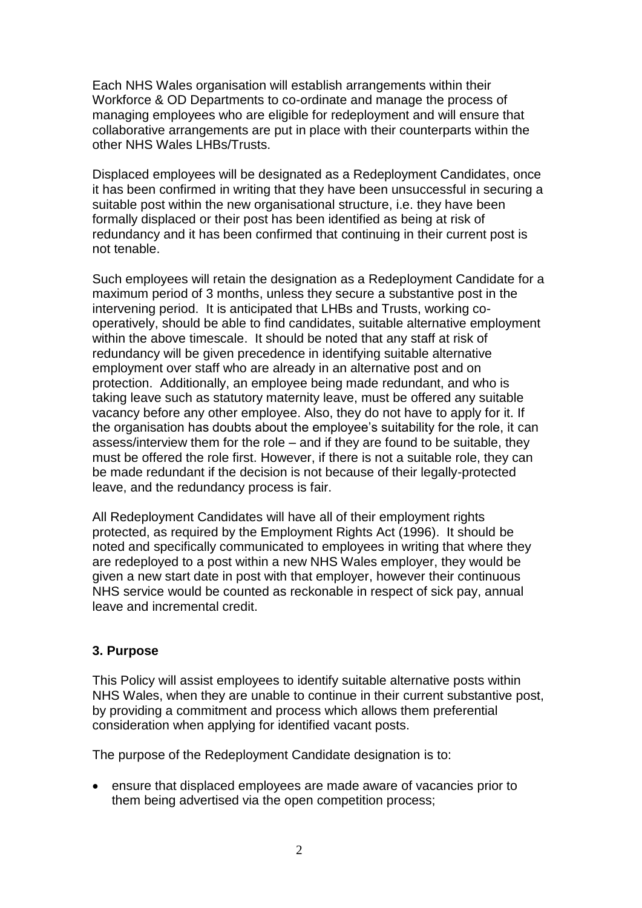Each NHS Wales organisation will establish arrangements within their Workforce & OD Departments to co-ordinate and manage the process of managing employees who are eligible for redeployment and will ensure that collaborative arrangements are put in place with their counterparts within the other NHS Wales LHBs/Trusts.

Displaced employees will be designated as a Redeployment Candidates, once it has been confirmed in writing that they have been unsuccessful in securing a suitable post within the new organisational structure, i.e. they have been formally displaced or their post has been identified as being at risk of redundancy and it has been confirmed that continuing in their current post is not tenable.

Such employees will retain the designation as a Redeployment Candidate for a maximum period of 3 months, unless they secure a substantive post in the intervening period. It is anticipated that LHBs and Trusts, working co-operatively, should be able to find candidates, suitable alternative employment within the above timescale. It should be noted that any staff at risk of redundancy will be given precedence in identifying suitable alternative employment over staff who are already in an alternative post and on protection. Additionally, an employee being made redundant, and who is taking leave such as statutory maternity leave, must be offered any suitable vacancy before any other employee. Also, they do not have to apply for it. If the organisation has doubts about the employee's suitability for the role, it can assess/interview them for the role – and if they are found to be suitable, they must be offered the role first. However, if there is not a suitable role, they can be made redundant if the decision is not because of their legally-protected leave, and the redundancy process is fair.

All Redeployment Candidates will have all of their employment rights protected, as required by the Employment Rights Act (1996). It should be noted and specifically communicated to employees in writing that where they are redeployed to a post within a new NHS Wales employer, they would be given a new start date in post with that employer, however their continuous NHS service would be counted as reckonable in respect of sick pay, annual leave and incremental credit.

## 3. Purpose

This Policy will assist employees to identify suitable alternative posts within NHS Wales, when they are unable to continue in their current substantive post, by providing a commitment and process which allows them preferential consideration when applying for identified vacant posts.

The purpose of the Redeployment Candidate designation is to:

- ensure that displaced employees are made aware of vacancies prior to them being advertised via the open competition process;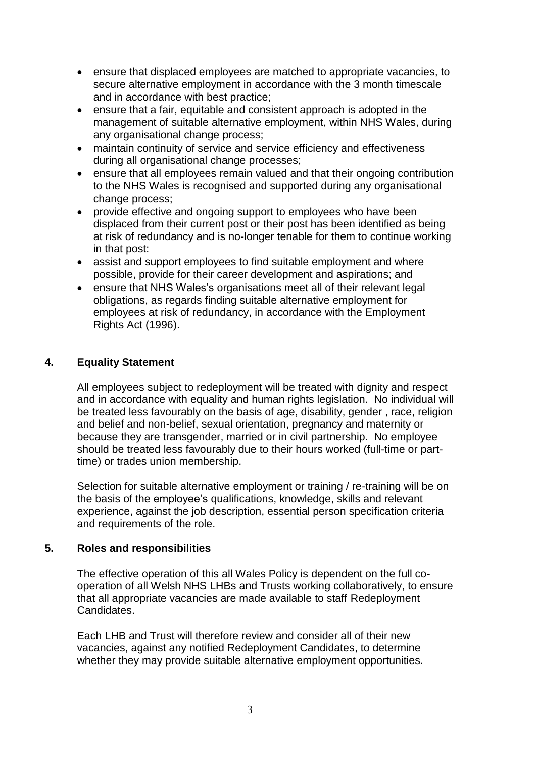- ensure that displaced employees are matched to appropriate vacancies, to secure alternative employment in accordance with the 3 month timescale and in accordance with best practice;
- ensure that a fair, equitable and consistent approach is adopted in the management of suitable alternative employment, within NHS Wales, during any organisational change process;
- maintain continuity of service and service efficiency and effectiveness during all organisational change processes;
- ensure that all employees remain valued and that their ongoing contribution to the NHS Wales is recognised and supported during any organisational change process;
- provide effective and ongoing support to employees who have been displaced from their current post or their post has been identified as being at risk of redundancy and is no-longer tenable for them to continue working in that post:
- assist and support employees to find suitable employment and where possible, provide for their career development and aspirations; and
- ensure that NHS Wales's organisations meet all of their relevant legal obligations, as regards finding suitable alternative employment for employees at risk of redundancy, in accordance with the Employment Rights Act (1996).

## 4. Equality Statement

All employees subject to redeployment will be treated with dignity and respect and in accordance with equality and human rights legislation. No individual will be treated less favourably on the basis of age, disability, gender , race, religion and belief and non-belief, sexual orientation, pregnancy and maternity or because they are transgender, married or in civil partnership. No employee should be treated less favourably due to their hours worked (full-time or part-time) or trades union membership.

Selection for suitable alternative employment or training / re-training will be on the basis of the employee's qualifications, knowledge, skills and relevant experience, against the job description, essential person specification criteria and requirements of the role.

## 5. Roles and responsibilities

The effective operation of this all Wales Policy is dependent on the full co-operation of all Welsh NHS LHBs and Trusts working collaboratively, to ensure that all appropriate vacancies are made available to staff Redeployment Candidates.

Each LHB and Trust will therefore review and consider all of their new vacancies, against any notified Redeployment Candidates, to determine whether they may provide suitable alternative employment opportunities.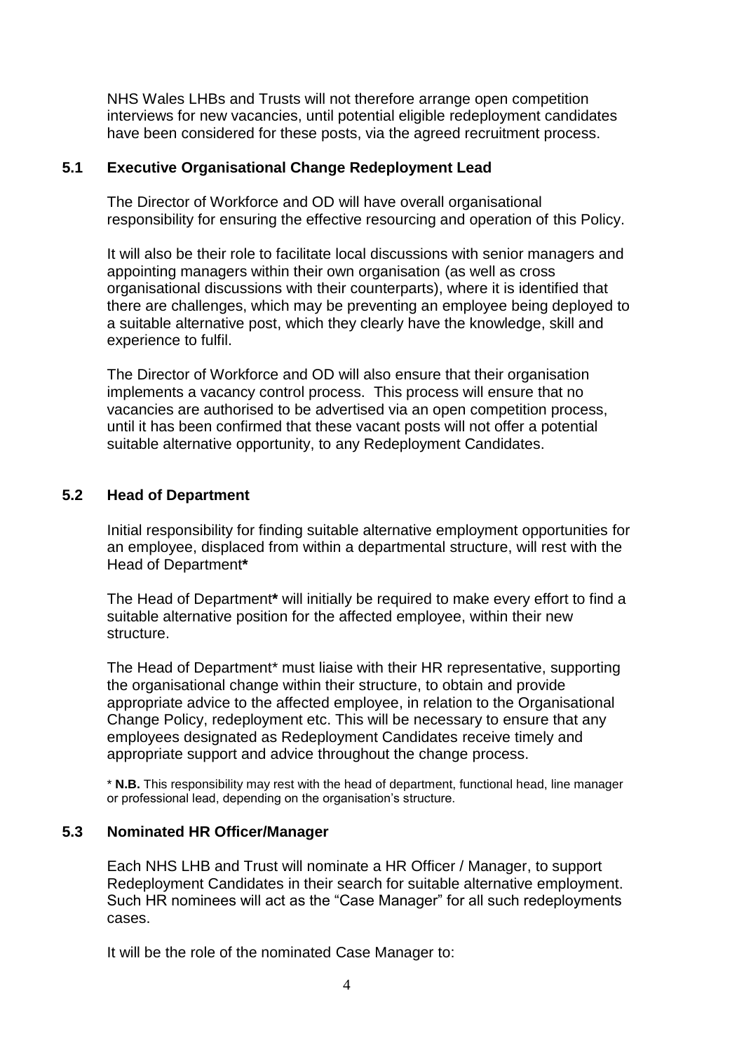NHS Wales LHBs and Trusts will not therefore arrange open competition interviews for new vacancies, until potential eligible redeployment candidates have been considered for these posts, via the agreed recruitment process.

### 5.1 Executive Organisational Change Redeployment Lead

The Director of Workforce and OD will have overall organisational responsibility for ensuring the effective resourcing and operation of this Policy.

It will also be their role to facilitate local discussions with senior managers and appointing managers within their own organisation (as well as cross organisational discussions with their counterparts), where it is identified that there are challenges, which may be preventing an employee being deployed to a suitable alternative post, which they clearly have the knowledge, skill and experience to fulfil.

The Director of Workforce and OD will also ensure that their organisation implements a vacancy control process. This process will ensure that no vacancies are authorised to be advertised via an open competition process, until it has been confirmed that these vacant posts will not offer a potential suitable alternative opportunity, to any Redeployment Candidates.

### 5.2 Head of Department

Initial responsibility for finding suitable alternative employment opportunities for an employee, displaced from within a departmental structure, will rest with the Head of Department**\***

The Head of Department**\*** will initially be required to make every effort to find a suitable alternative position for the affected employee, within their new structure.

The Head of Department* must liaise with their HR representative, supporting the organisational change within their structure, to obtain and provide appropriate advice to the affected employee, in relation to the Organisational Change Policy, redeployment etc. This will be necessary to ensure that any employees designated as Redeployment Candidates receive timely and appropriate support and advice throughout the change process.

\* **N.B.** This responsibility may rest with the head of department, functional head, line manager or professional lead, depending on the organisation's structure.

### 5.3 Nominated HR Officer/Manager

Each NHS LHB and Trust will nominate a HR Officer / Manager, to support Redeployment Candidates in their search for suitable alternative employment. Such HR nominees will act as the "Case Manager" for all such redeployments cases.

It will be the role of the nominated Case Manager to: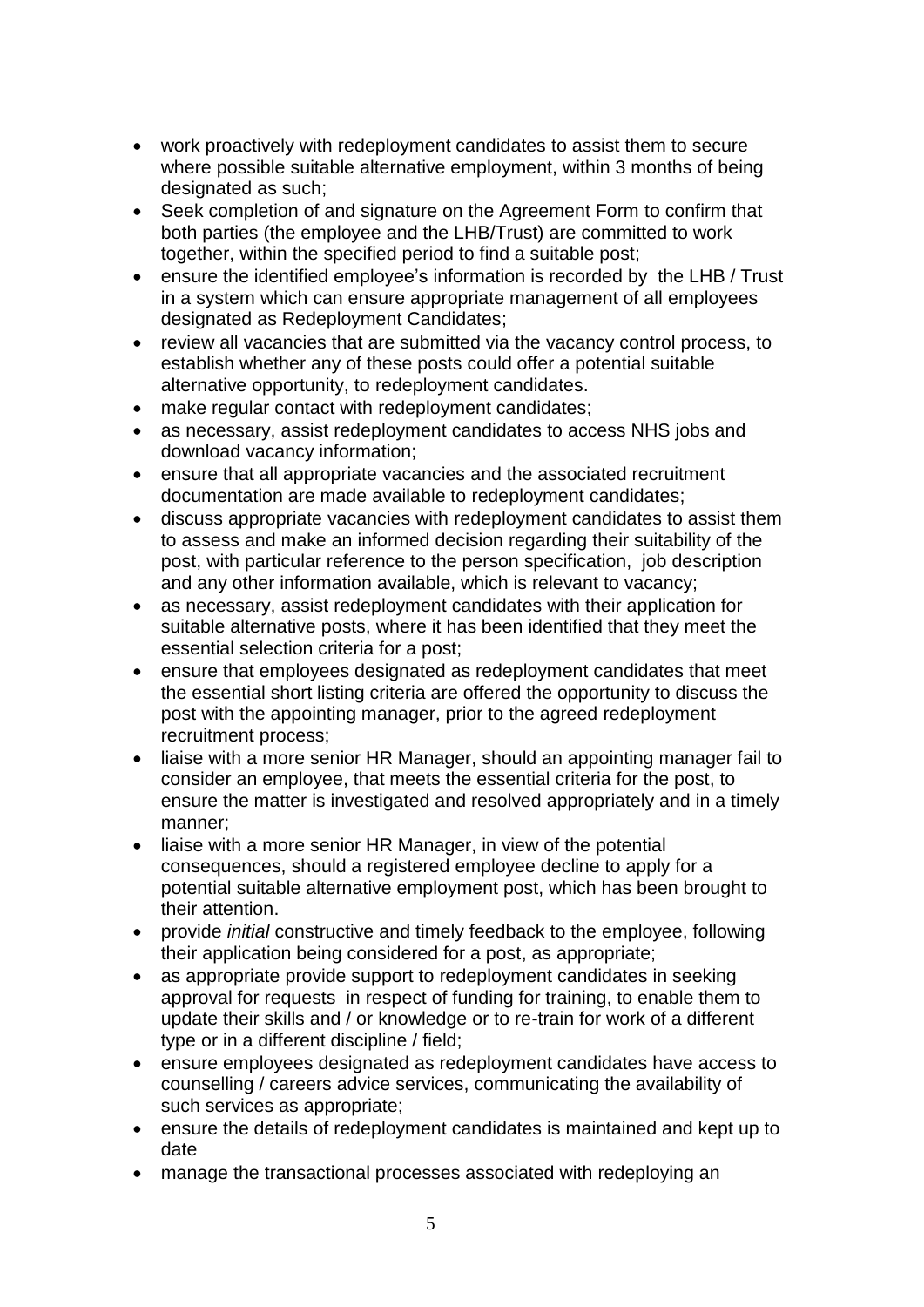- work proactively with redeployment candidates to assist them to secure where possible suitable alternative employment, within 3 months of being designated as such;
- Seek completion of and signature on the Agreement Form to confirm that both parties (the employee and the LHB/Trust) are committed to work together, within the specified period to find a suitable post;
- ensure the identified employee's information is recorded by the LHB / Trust in a system which can ensure appropriate management of all employees designated as Redeployment Candidates;
- review all vacancies that are submitted via the vacancy control process, to establish whether any of these posts could offer a potential suitable alternative opportunity, to redeployment candidates.
- make regular contact with redeployment candidates;
- as necessary, assist redeployment candidates to access NHS jobs and download vacancy information;
- ensure that all appropriate vacancies and the associated recruitment documentation are made available to redeployment candidates;
- discuss appropriate vacancies with redeployment candidates to assist them to assess and make an informed decision regarding their suitability of the post, with particular reference to the person specification, job description and any other information available, which is relevant to vacancy;
- as necessary, assist redeployment candidates with their application for suitable alternative posts, where it has been identified that they meet the essential selection criteria for a post;
- ensure that employees designated as redeployment candidates that meet the essential short listing criteria are offered the opportunity to discuss the post with the appointing manager, prior to the agreed redeployment recruitment process;
- liaise with a more senior HR Manager, should an appointing manager fail to consider an employee, that meets the essential criteria for the post, to ensure the matter is investigated and resolved appropriately and in a timely manner;
- liaise with a more senior HR Manager, in view of the potential consequences, should a registered employee decline to apply for a potential suitable alternative employment post, which has been brought to their attention.
- provide *initial* constructive and timely feedback to the employee, following their application being considered for a post, as appropriate;
- as appropriate provide support to redeployment candidates in seeking approval for requests in respect of funding for training, to enable them to update their skills and / or knowledge or to re-train for work of a different type or in a different discipline / field;
- ensure employees designated as redeployment candidates have access to counselling / careers advice services, communicating the availability of such services as appropriate;
- ensure the details of redeployment candidates is maintained and kept up to date
- manage the transactional processes associated with redeploying an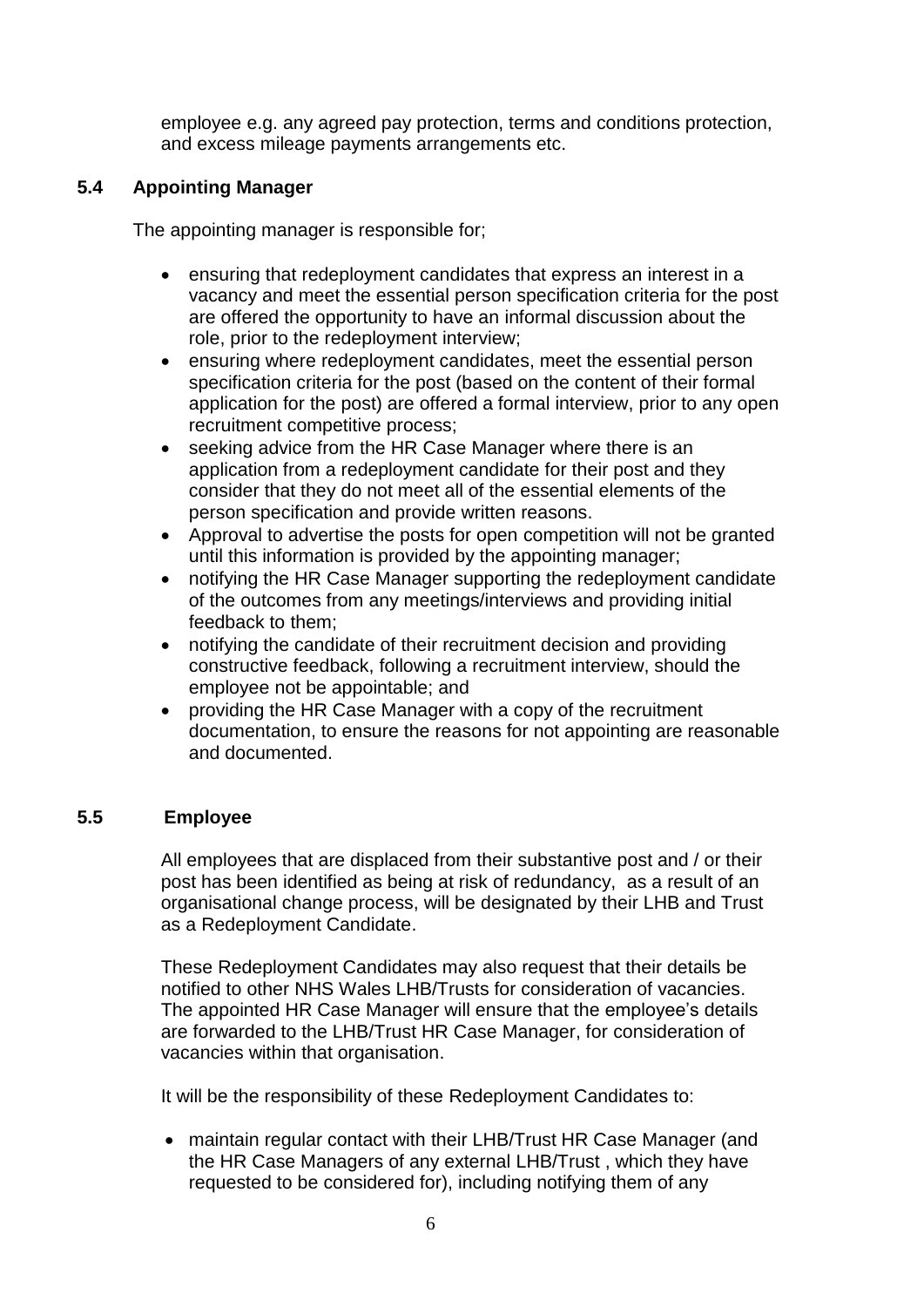employee e.g. any agreed pay protection, terms and conditions protection, and excess mileage payments arrangements etc.

### 5.4 Appointing Manager

The appointing manager is responsible for;

- ensuring that redeployment candidates that express an interest in a vacancy and meet the essential person specification criteria for the post are offered the opportunity to have an informal discussion about the role, prior to the redeployment interview;
- ensuring where redeployment candidates, meet the essential person specification criteria for the post (based on the content of their formal application for the post) are offered a formal interview, prior to any open recruitment competitive process;
- seeking advice from the HR Case Manager where there is an application from a redeployment candidate for their post and they consider that they do not meet all of the essential elements of the person specification and provide written reasons.
- Approval to advertise the posts for open competition will not be granted until this information is provided by the appointing manager;
- notifying the HR Case Manager supporting the redeployment candidate of the outcomes from any meetings/interviews and providing initial feedback to them;
- notifying the candidate of their recruitment decision and providing constructive feedback, following a recruitment interview, should the employee not be appointable; and
- providing the HR Case Manager with a copy of the recruitment documentation, to ensure the reasons for not appointing are reasonable and documented.

### 5.5 Employee

All employees that are displaced from their substantive post and / or their post has been identified as being at risk of redundancy, as a result of an organisational change process, will be designated by their LHB and Trust as a Redeployment Candidate.

These Redeployment Candidates may also request that their details be notified to other NHS Wales LHB/Trusts for consideration of vacancies. The appointed HR Case Manager will ensure that the employee's details are forwarded to the LHB/Trust HR Case Manager, for consideration of vacancies within that organisation.

It will be the responsibility of these Redeployment Candidates to:

- maintain regular contact with their LHB/Trust HR Case Manager (and the HR Case Managers of any external LHB/Trust , which they have requested to be considered for), including notifying them of any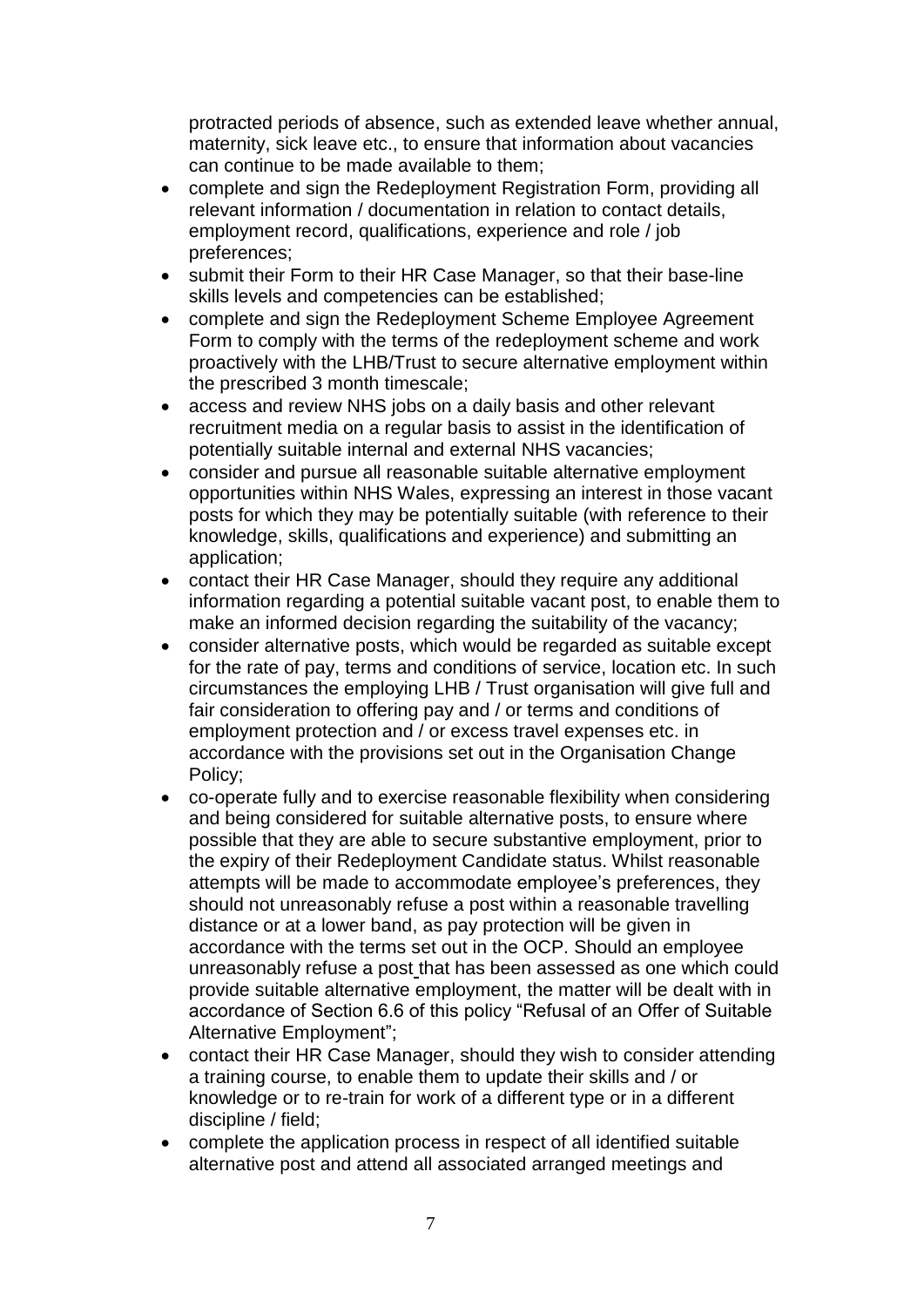protracted periods of absence, such as extended leave whether annual, maternity, sick leave etc., to ensure that information about vacancies can continue to be made available to them;

- complete and sign the Redeployment Registration Form, providing all relevant information / documentation in relation to contact details, employment record, qualifications, experience and role / job preferences;
- submit their Form to their HR Case Manager, so that their base-line skills levels and competencies can be established;
- complete and sign the Redeployment Scheme Employee Agreement Form to comply with the terms of the redeployment scheme and work proactively with the LHB/Trust to secure alternative employment within the prescribed 3 month timescale;
- access and review NHS jobs on a daily basis and other relevant recruitment media on a regular basis to assist in the identification of potentially suitable internal and external NHS vacancies;
- consider and pursue all reasonable suitable alternative employment opportunities within NHS Wales, expressing an interest in those vacant posts for which they may be potentially suitable (with reference to their knowledge, skills, qualifications and experience) and submitting an application;
- contact their HR Case Manager, should they require any additional information regarding a potential suitable vacant post, to enable them to make an informed decision regarding the suitability of the vacancy;
- consider alternative posts, which would be regarded as suitable except for the rate of pay, terms and conditions of service, location etc. In such circumstances the employing LHB / Trust organisation will give full and fair consideration to offering pay and / or terms and conditions of employment protection and / or excess travel expenses etc. in accordance with the provisions set out in the Organisation Change Policy;
- co-operate fully and to exercise reasonable flexibility when considering and being considered for suitable alternative posts, to ensure where possible that they are able to secure substantive employment, prior to the expiry of their Redeployment Candidate status. Whilst reasonable attempts will be made to accommodate employee's preferences, they should not unreasonably refuse a post within a reasonable travelling distance or at a lower band, as pay protection will be given in accordance with the terms set out in the OCP. Should an employee unreasonably refuse a post that has been assessed as one which could provide suitable alternative employment, the matter will be dealt with in accordance of Section 6.6 of this policy "Refusal of an Offer of Suitable Alternative Employment";
- contact their HR Case Manager, should they wish to consider attending a training course, to enable them to update their skills and / or knowledge or to re-train for work of a different type or in a different discipline / field;
- complete the application process in respect of all identified suitable alternative post and attend all associated arranged meetings and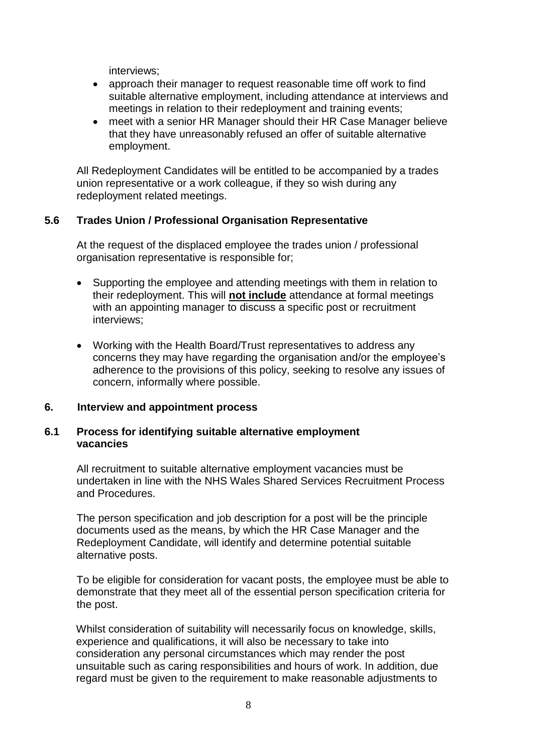interviews;

- approach their manager to request reasonable time off work to find suitable alternative employment, including attendance at interviews and meetings in relation to their redeployment and training events;
- meet with a senior HR Manager should their HR Case Manager believe that they have unreasonably refused an offer of suitable alternative employment.

All Redeployment Candidates will be entitled to be accompanied by a trades union representative or a work colleague, if they so wish during any redeployment related meetings.

### 5.6 Trades Union / Professional Organisation Representative

At the request of the displaced employee the trades union / professional organisation representative is responsible for;

- Supporting the employee and attending meetings with them in relation to their redeployment. This will **not include** attendance at formal meetings with an appointing manager to discuss a specific post or recruitment interviews;

- Working with the Health Board/Trust representatives to address any concerns they may have regarding the organisation and/or the employee's adherence to the provisions of this policy, seeking to resolve any issues of concern, informally where possible.

## 6. Interview and appointment process

### 6.1 Process for identifying suitable alternative employment vacancies

All recruitment to suitable alternative employment vacancies must be undertaken in line with the NHS Wales Shared Services Recruitment Process and Procedures.

The person specification and job description for a post will be the principle documents used as the means, by which the HR Case Manager and the Redeployment Candidate, will identify and determine potential suitable alternative posts.

To be eligible for consideration for vacant posts, the employee must be able to demonstrate that they meet all of the essential person specification criteria for the post.

Whilst consideration of suitability will necessarily focus on knowledge, skills, experience and qualifications, it will also be necessary to take into consideration any personal circumstances which may render the post unsuitable such as caring responsibilities and hours of work. In addition, due regard must be given to the requirement to make reasonable adjustments to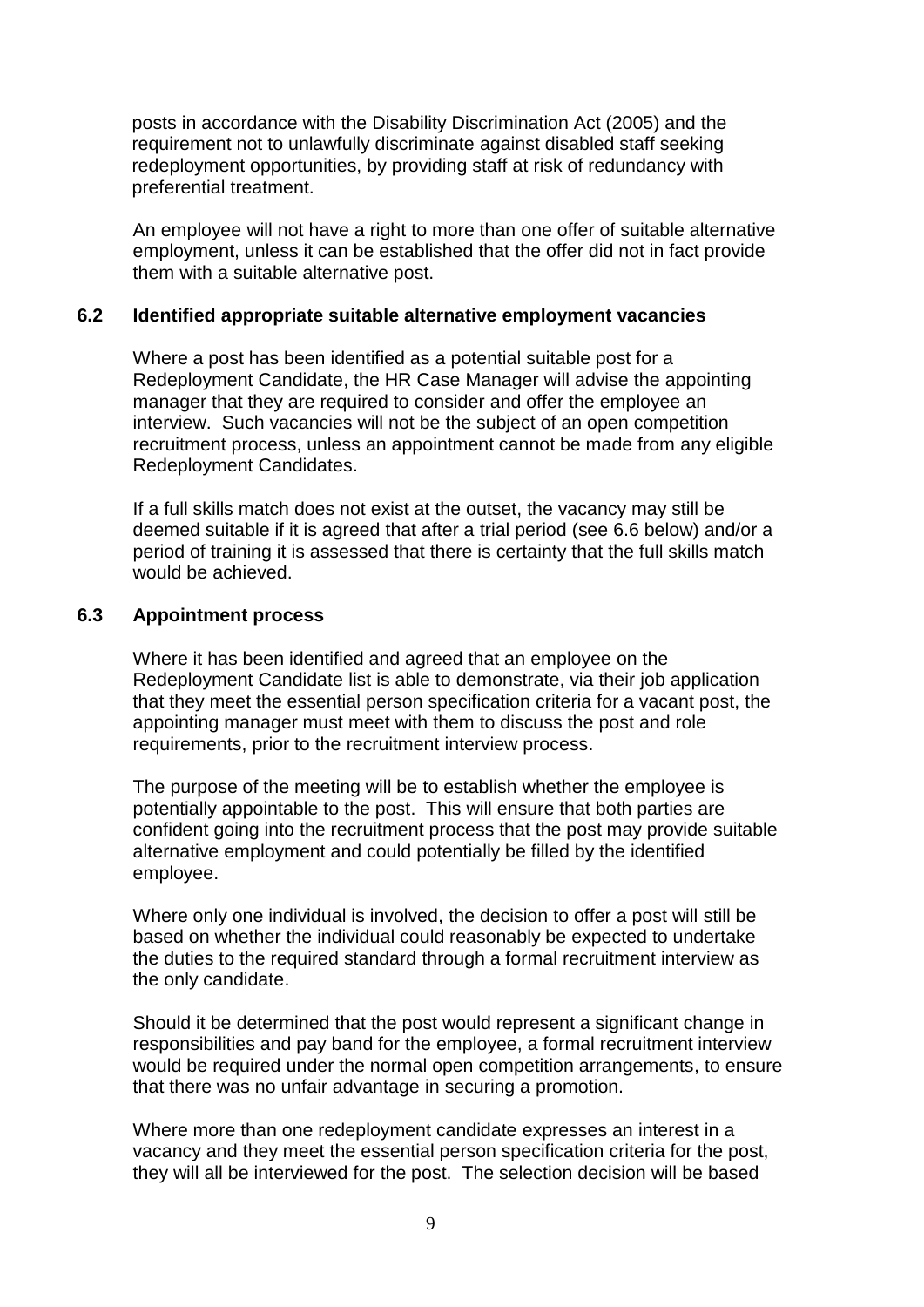posts in accordance with the Disability Discrimination Act (2005) and the requirement not to unlawfully discriminate against disabled staff seeking redeployment opportunities, by providing staff at risk of redundancy with preferential treatment.

An employee will not have a right to more than one offer of suitable alternative employment, unless it can be established that the offer did not in fact provide them with a suitable alternative post.

### 6.2 Identified appropriate suitable alternative employment vacancies

Where a post has been identified as a potential suitable post for a Redeployment Candidate, the HR Case Manager will advise the appointing manager that they are required to consider and offer the employee an interview. Such vacancies will not be the subject of an open competition recruitment process, unless an appointment cannot be made from any eligible Redeployment Candidates.

If a full skills match does not exist at the outset, the vacancy may still be deemed suitable if it is agreed that after a trial period (see 6.6 below) and/or a period of training it is assessed that there is certainty that the full skills match would be achieved.

### 6.3 Appointment process

Where it has been identified and agreed that an employee on the Redeployment Candidate list is able to demonstrate, via their job application that they meet the essential person specification criteria for a vacant post, the appointing manager must meet with them to discuss the post and role requirements, prior to the recruitment interview process.

The purpose of the meeting will be to establish whether the employee is potentially appointable to the post. This will ensure that both parties are confident going into the recruitment process that the post may provide suitable alternative employment and could potentially be filled by the identified employee.

Where only one individual is involved, the decision to offer a post will still be based on whether the individual could reasonably be expected to undertake the duties to the required standard through a formal recruitment interview as the only candidate.

Should it be determined that the post would represent a significant change in responsibilities and pay band for the employee, a formal recruitment interview would be required under the normal open competition arrangements, to ensure that there was no unfair advantage in securing a promotion.

Where more than one redeployment candidate expresses an interest in a vacancy and they meet the essential person specification criteria for the post, they will all be interviewed for the post. The selection decision will be based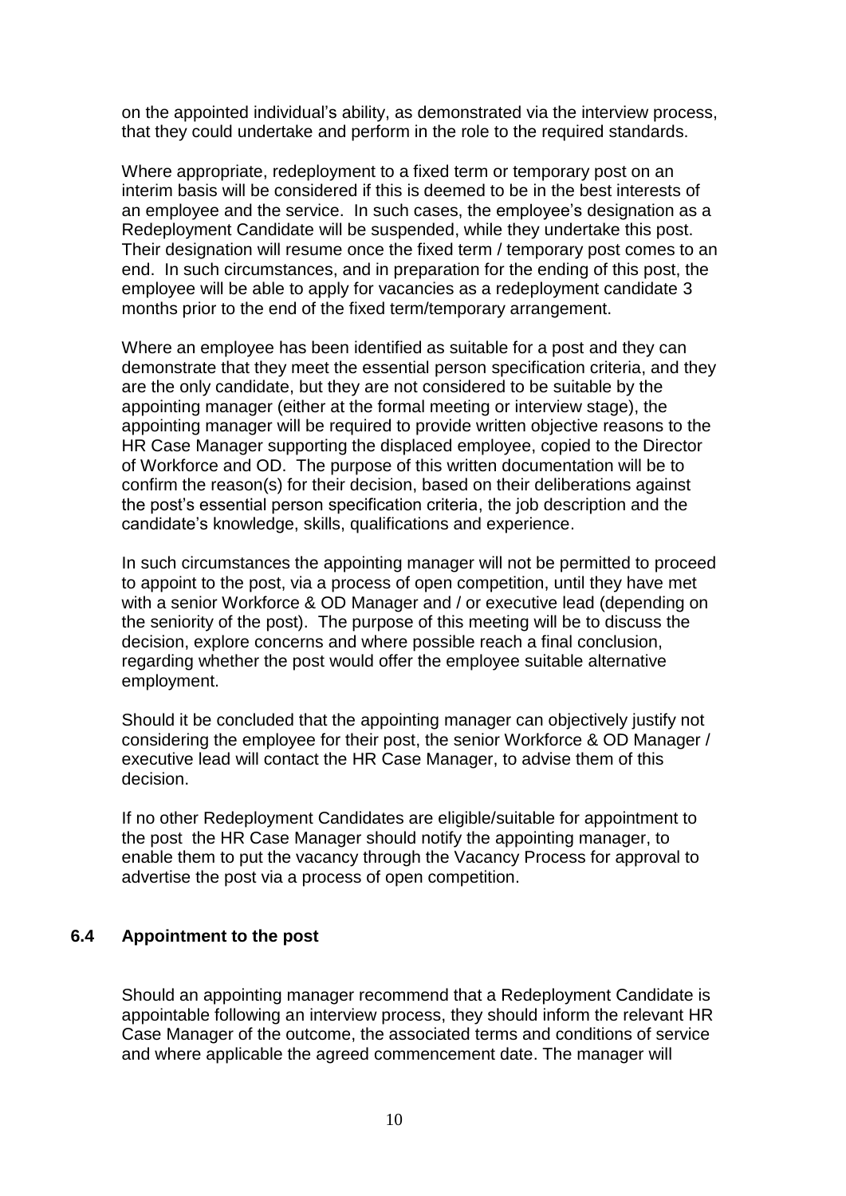on the appointed individual's ability, as demonstrated via the interview process, that they could undertake and perform in the role to the required standards.

Where appropriate, redeployment to a fixed term or temporary post on an interim basis will be considered if this is deemed to be in the best interests of an employee and the service. In such cases, the employee's designation as a Redeployment Candidate will be suspended, while they undertake this post. Their designation will resume once the fixed term / temporary post comes to an end. In such circumstances, and in preparation for the ending of this post, the employee will be able to apply for vacancies as a redeployment candidate 3 months prior to the end of the fixed term/temporary arrangement.

Where an employee has been identified as suitable for a post and they can demonstrate that they meet the essential person specification criteria, and they are the only candidate, but they are not considered to be suitable by the appointing manager (either at the formal meeting or interview stage), the appointing manager will be required to provide written objective reasons to the HR Case Manager supporting the displaced employee, copied to the Director of Workforce and OD. The purpose of this written documentation will be to confirm the reason(s) for their decision, based on their deliberations against the post's essential person specification criteria, the job description and the candidate's knowledge, skills, qualifications and experience.

In such circumstances the appointing manager will not be permitted to proceed to appoint to the post, via a process of open competition, until they have met with a senior Workforce & OD Manager and / or executive lead (depending on the seniority of the post). The purpose of this meeting will be to discuss the decision, explore concerns and where possible reach a final conclusion, regarding whether the post would offer the employee suitable alternative employment.

Should it be concluded that the appointing manager can objectively justify not considering the employee for their post, the senior Workforce & OD Manager / executive lead will contact the HR Case Manager, to advise them of this decision.

If no other Redeployment Candidates are eligible/suitable for appointment to the post the HR Case Manager should notify the appointing manager, to enable them to put the vacancy through the Vacancy Process for approval to advertise the post via a process of open competition.

### 6.4 Appointment to the post

Should an appointing manager recommend that a Redeployment Candidate is appointable following an interview process, they should inform the relevant HR Case Manager of the outcome, the associated terms and conditions of service and where applicable the agreed commencement date. The manager will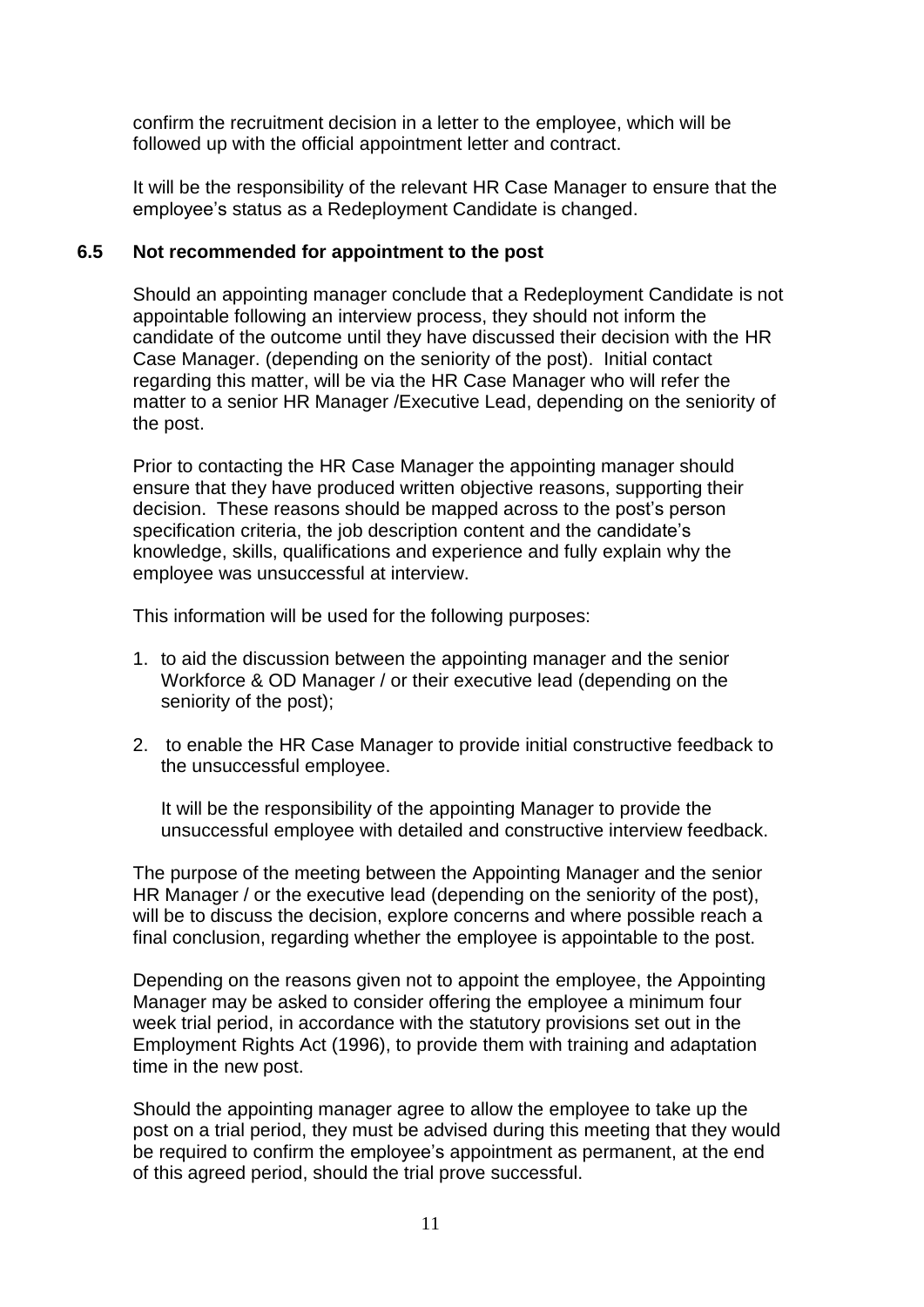confirm the recruitment decision in a letter to the employee, which will be followed up with the official appointment letter and contract.

It will be the responsibility of the relevant HR Case Manager to ensure that the employee's status as a Redeployment Candidate is changed.

### 6.5 Not recommended for appointment to the post

Should an appointing manager conclude that a Redeployment Candidate is not appointable following an interview process, they should not inform the candidate of the outcome until they have discussed their decision with the HR Case Manager. (depending on the seniority of the post). Initial contact regarding this matter, will be via the HR Case Manager who will refer the matter to a senior HR Manager /Executive Lead, depending on the seniority of the post.

Prior to contacting the HR Case Manager the appointing manager should ensure that they have produced written objective reasons, supporting their decision. These reasons should be mapped across to the post's person specification criteria, the job description content and the candidate's knowledge, skills, qualifications and experience and fully explain why the employee was unsuccessful at interview.

This information will be used for the following purposes:

1. to aid the discussion between the appointing manager and the senior Workforce & OD Manager / or their executive lead (depending on the seniority of the post);
2. to enable the HR Case Manager to provide initial constructive feedback to the unsuccessful employee.

   It will be the responsibility of the appointing Manager to provide the unsuccessful employee with detailed and constructive interview feedback.

The purpose of the meeting between the Appointing Manager and the senior HR Manager / or the executive lead (depending on the seniority of the post), will be to discuss the decision, explore concerns and where possible reach a final conclusion, regarding whether the employee is appointable to the post.

Depending on the reasons given not to appoint the employee, the Appointing Manager may be asked to consider offering the employee a minimum four week trial period, in accordance with the statutory provisions set out in the Employment Rights Act (1996), to provide them with training and adaptation time in the new post.

Should the appointing manager agree to allow the employee to take up the post on a trial period, they must be advised during this meeting that they would be required to confirm the employee's appointment as permanent, at the end of this agreed period, should the trial prove successful.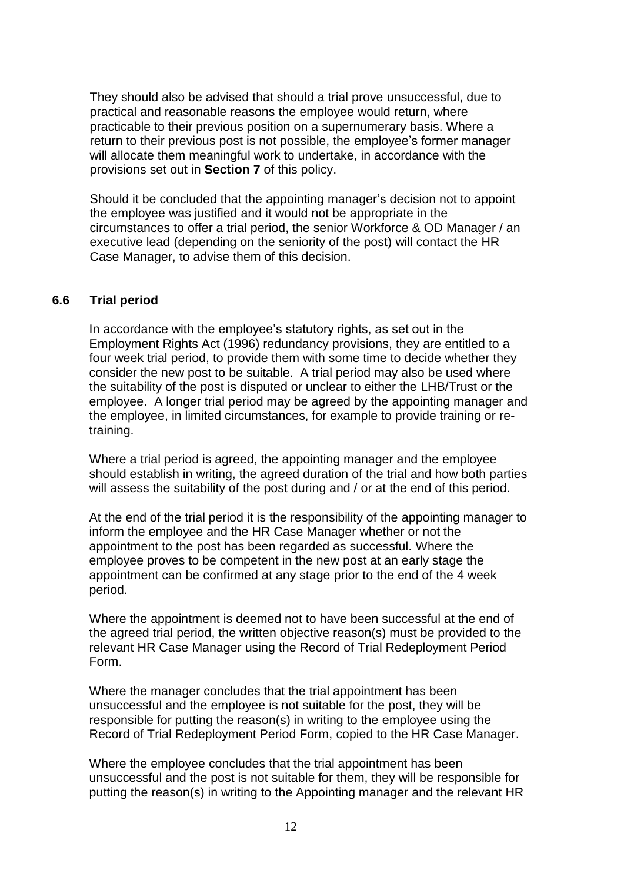They should also be advised that should a trial prove unsuccessful, due to practical and reasonable reasons the employee would return, where practicable to their previous position on a supernumerary basis. Where a return to their previous post is not possible, the employee's former manager will allocate them meaningful work to undertake, in accordance with the provisions set out in **Section 7** of this policy.

Should it be concluded that the appointing manager's decision not to appoint the employee was justified and it would not be appropriate in the circumstances to offer a trial period, the senior Workforce & OD Manager / an executive lead (depending on the seniority of the post) will contact the HR Case Manager, to advise them of this decision.

### 6.6 Trial period

In accordance with the employee's statutory rights, as set out in the Employment Rights Act (1996) redundancy provisions, they are entitled to a four week trial period, to provide them with some time to decide whether they consider the new post to be suitable. A trial period may also be used where the suitability of the post is disputed or unclear to either the LHB/Trust or the employee. A longer trial period may be agreed by the appointing manager and the employee, in limited circumstances, for example to provide training or re-training.

Where a trial period is agreed, the appointing manager and the employee should establish in writing, the agreed duration of the trial and how both parties will assess the suitability of the post during and / or at the end of this period.

At the end of the trial period it is the responsibility of the appointing manager to inform the employee and the HR Case Manager whether or not the appointment to the post has been regarded as successful. Where the employee proves to be competent in the new post at an early stage the appointment can be confirmed at any stage prior to the end of the 4 week period.

Where the appointment is deemed not to have been successful at the end of the agreed trial period, the written objective reason(s) must be provided to the relevant HR Case Manager using the Record of Trial Redeployment Period Form.

Where the manager concludes that the trial appointment has been unsuccessful and the employee is not suitable for the post, they will be responsible for putting the reason(s) in writing to the employee using the Record of Trial Redeployment Period Form, copied to the HR Case Manager.

Where the employee concludes that the trial appointment has been unsuccessful and the post is not suitable for them, they will be responsible for putting the reason(s) in writing to the Appointing manager and the relevant HR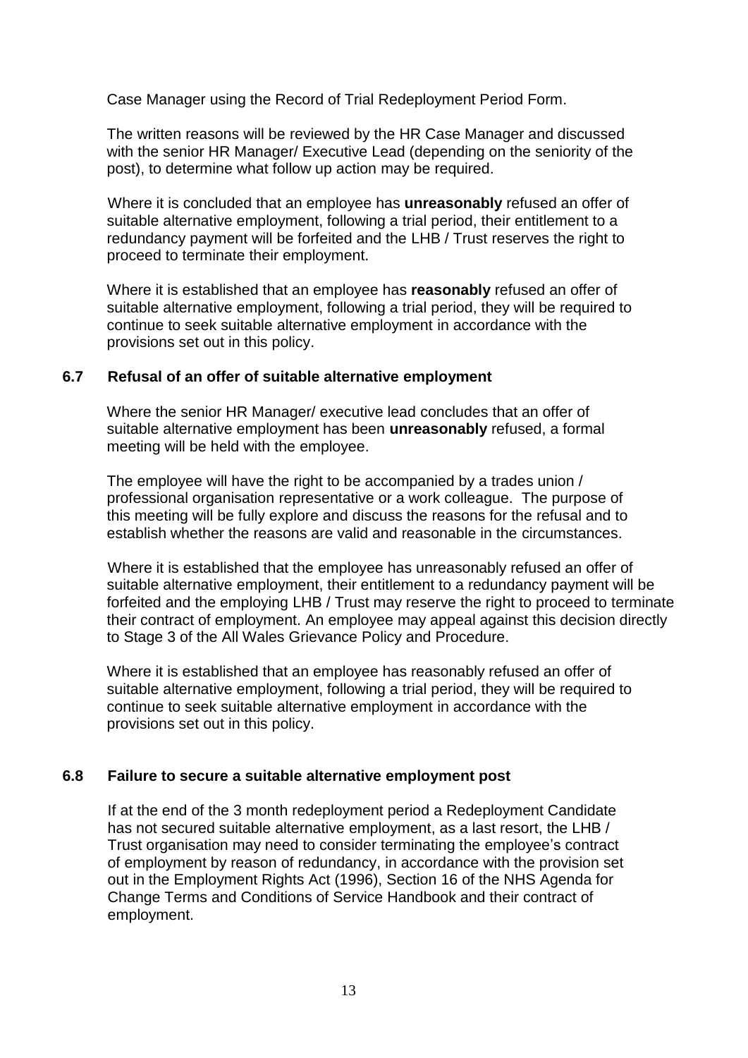Case Manager using the Record of Trial Redeployment Period Form.

The written reasons will be reviewed by the HR Case Manager and discussed with the senior HR Manager/ Executive Lead (depending on the seniority of the post), to determine what follow up action may be required.

Where it is concluded that an employee has **unreasonably** refused an offer of suitable alternative employment, following a trial period, their entitlement to a redundancy payment will be forfeited and the LHB / Trust reserves the right to proceed to terminate their employment.

Where it is established that an employee has **reasonably** refused an offer of suitable alternative employment, following a trial period, they will be required to continue to seek suitable alternative employment in accordance with the provisions set out in this policy.

### 6.7 Refusal of an offer of suitable alternative employment

Where the senior HR Manager/ executive lead concludes that an offer of suitable alternative employment has been **unreasonably** refused, a formal meeting will be held with the employee.

The employee will have the right to be accompanied by a trades union / professional organisation representative or a work colleague. The purpose of this meeting will be fully explore and discuss the reasons for the refusal and to establish whether the reasons are valid and reasonable in the circumstances.

Where it is established that the employee has unreasonably refused an offer of suitable alternative employment, their entitlement to a redundancy payment will be forfeited and the employing LHB / Trust may reserve the right to proceed to terminate their contract of employment. An employee may appeal against this decision directly to Stage 3 of the All Wales Grievance Policy and Procedure.

Where it is established that an employee has reasonably refused an offer of suitable alternative employment, following a trial period, they will be required to continue to seek suitable alternative employment in accordance with the provisions set out in this policy.

### 6.8 Failure to secure a suitable alternative employment post

If at the end of the 3 month redeployment period a Redeployment Candidate has not secured suitable alternative employment, as a last resort, the LHB / Trust organisation may need to consider terminating the employee's contract of employment by reason of redundancy, in accordance with the provision set out in the Employment Rights Act (1996), Section 16 of the NHS Agenda for Change Terms and Conditions of Service Handbook and their contract of employment.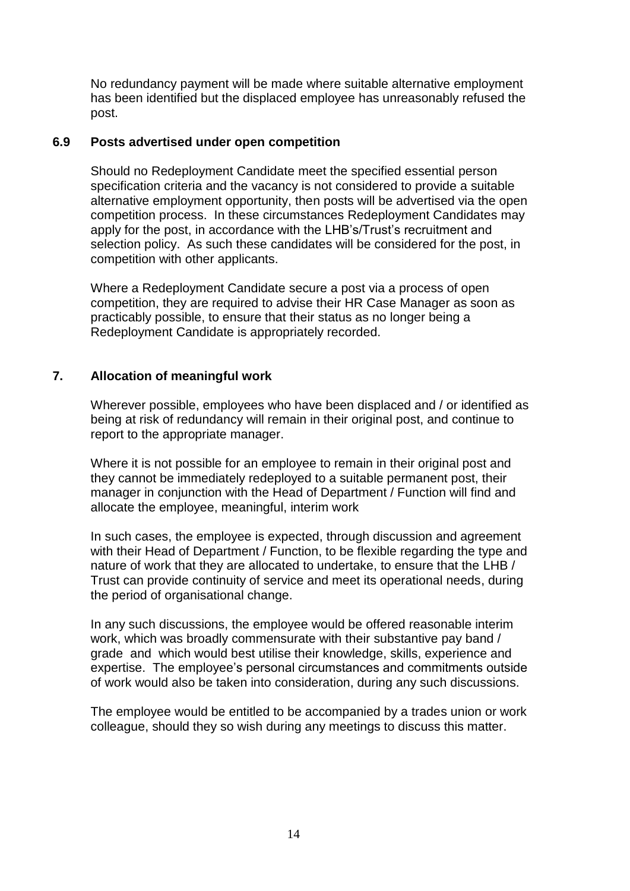No redundancy payment will be made where suitable alternative employment has been identified but the displaced employee has unreasonably refused the post.

### 6.9 Posts advertised under open competition

Should no Redeployment Candidate meet the specified essential person specification criteria and the vacancy is not considered to provide a suitable alternative employment opportunity, then posts will be advertised via the open competition process. In these circumstances Redeployment Candidates may apply for the post, in accordance with the LHB's/Trust's recruitment and selection policy. As such these candidates will be considered for the post, in competition with other applicants.

Where a Redeployment Candidate secure a post via a process of open competition, they are required to advise their HR Case Manager as soon as practicably possible, to ensure that their status as no longer being a Redeployment Candidate is appropriately recorded.

## 7. Allocation of meaningful work

Wherever possible, employees who have been displaced and / or identified as being at risk of redundancy will remain in their original post, and continue to report to the appropriate manager.

Where it is not possible for an employee to remain in their original post and they cannot be immediately redeployed to a suitable permanent post, their manager in conjunction with the Head of Department / Function will find and allocate the employee, meaningful, interim work

In such cases, the employee is expected, through discussion and agreement with their Head of Department / Function, to be flexible regarding the type and nature of work that they are allocated to undertake, to ensure that the LHB / Trust can provide continuity of service and meet its operational needs, during the period of organisational change.

In any such discussions, the employee would be offered reasonable interim work, which was broadly commensurate with their substantive pay band / grade and which would best utilise their knowledge, skills, experience and expertise. The employee's personal circumstances and commitments outside of work would also be taken into consideration, during any such discussions.

The employee would be entitled to be accompanied by a trades union or work colleague, should they so wish during any meetings to discuss this matter.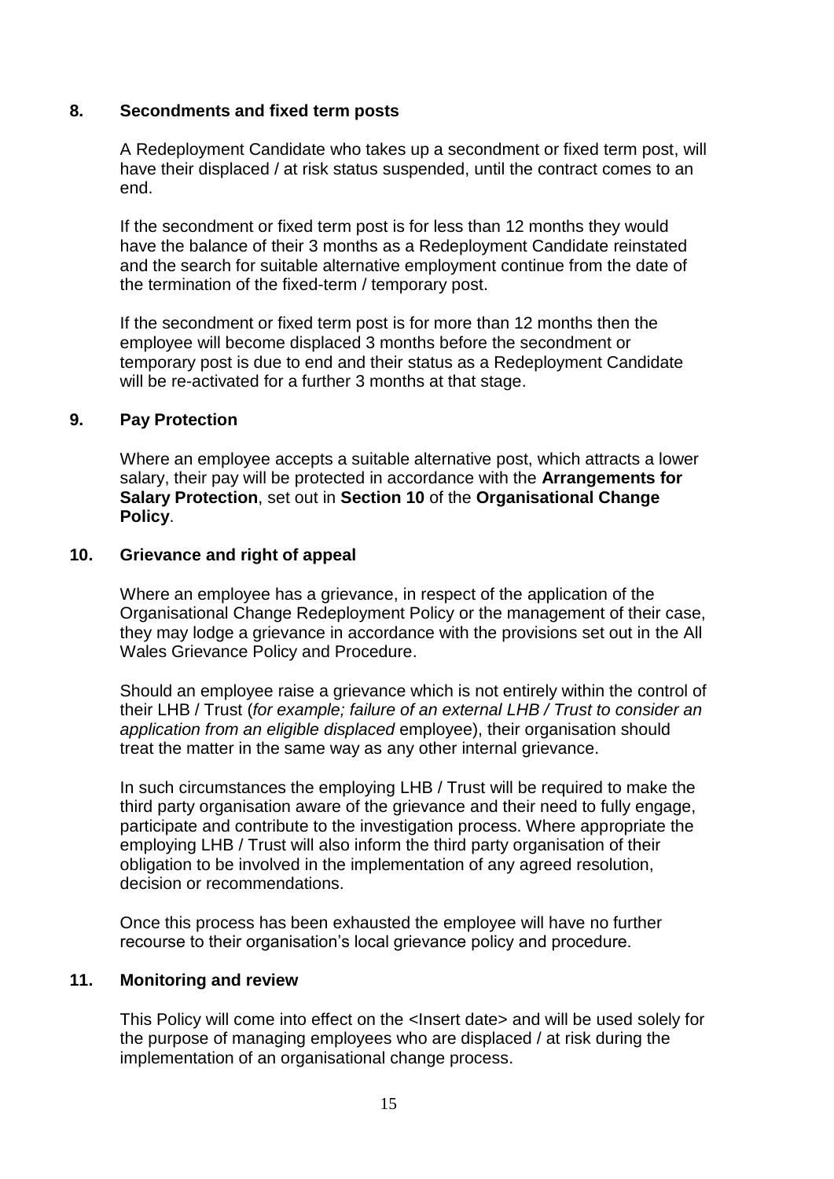## 8. Secondments and fixed term posts

A Redeployment Candidate who takes up a secondment or fixed term post, will have their displaced / at risk status suspended, until the contract comes to an end.

If the secondment or fixed term post is for less than 12 months they would have the balance of their 3 months as a Redeployment Candidate reinstated and the search for suitable alternative employment continue from the date of the termination of the fixed-term / temporary post.

If the secondment or fixed term post is for more than 12 months then the employee will become displaced 3 months before the secondment or temporary post is due to end and their status as a Redeployment Candidate will be re-activated for a further 3 months at that stage.

## 9. Pay Protection

Where an employee accepts a suitable alternative post, which attracts a lower salary, their pay will be protected in accordance with the **Arrangements for Salary Protection**, set out in **Section 10** of the **Organisational Change Policy**.

## 10. Grievance and right of appeal

Where an employee has a grievance, in respect of the application of the Organisational Change Redeployment Policy or the management of their case, they may lodge a grievance in accordance with the provisions set out in the All Wales Grievance Policy and Procedure.

Should an employee raise a grievance which is not entirely within the control of their LHB / Trust (*for example; failure of an external LHB / Trust to consider an application from an eligible displaced* employee), their organisation should treat the matter in the same way as any other internal grievance.

In such circumstances the employing LHB / Trust will be required to make the third party organisation aware of the grievance and their need to fully engage, participate and contribute to the investigation process. Where appropriate the employing LHB / Trust will also inform the third party organisation of their obligation to be involved in the implementation of any agreed resolution, decision or recommendations.

Once this process has been exhausted the employee will have no further recourse to their organisation's local grievance policy and procedure.

## 11. Monitoring and review

This Policy will come into effect on the <Insert date> and will be used solely for the purpose of managing employees who are displaced / at risk during the implementation of an organisational change process.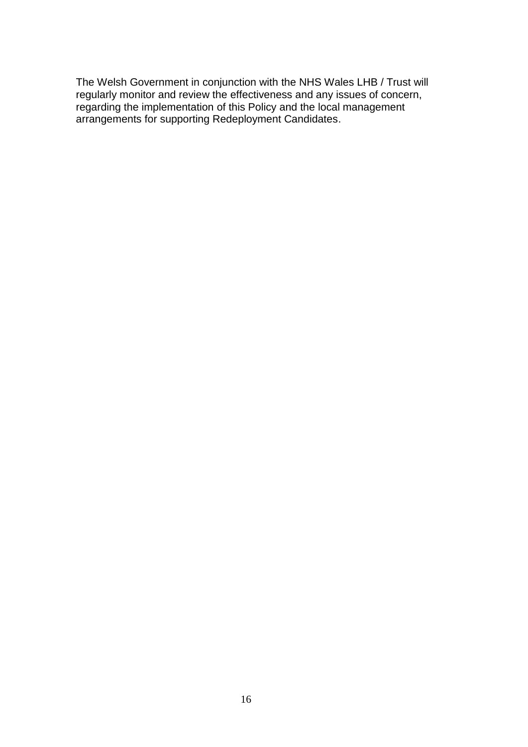The Welsh Government in conjunction with the NHS Wales LHB / Trust will regularly monitor and review the effectiveness and any issues of concern, regarding the implementation of this Policy and the local management arrangements for supporting Redeployment Candidates.